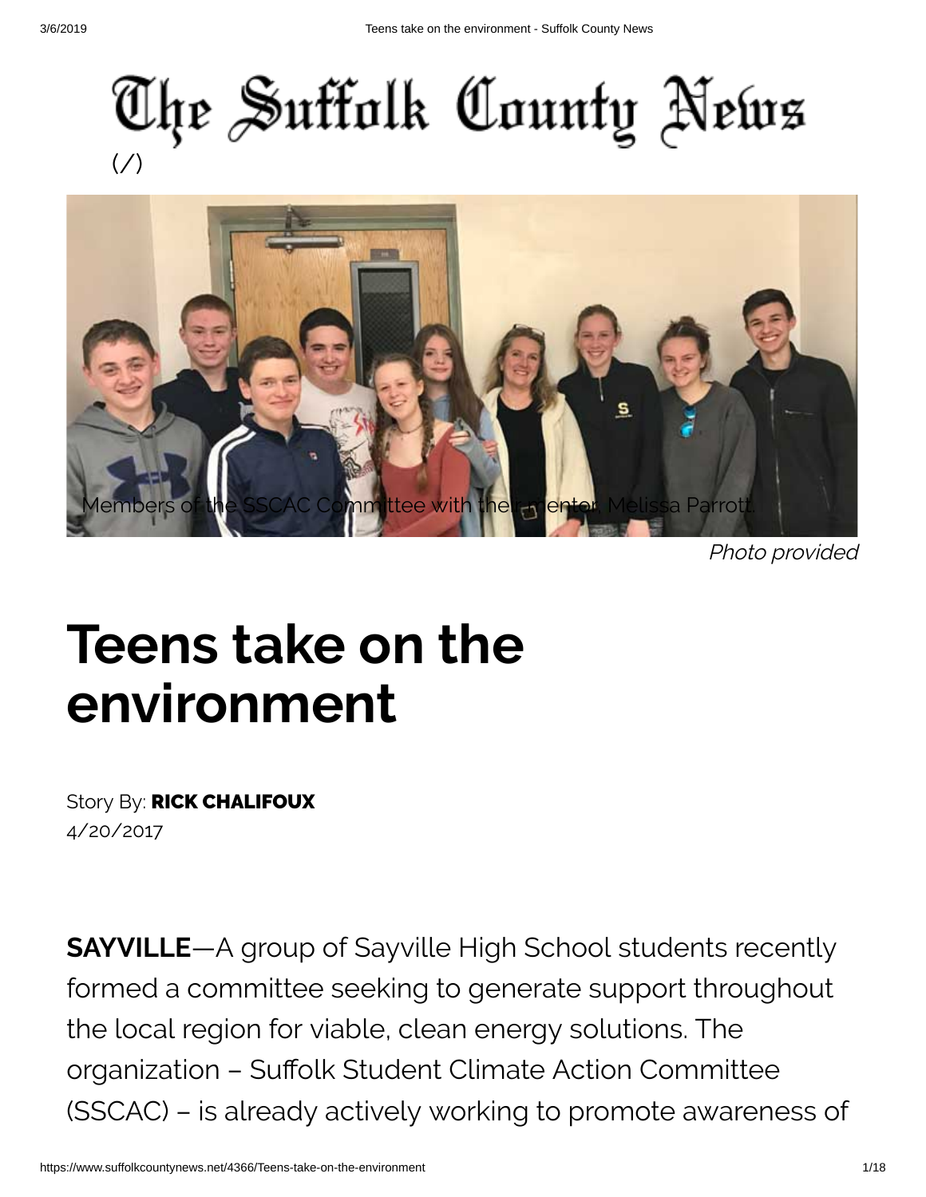The Suffolk County News
(/)

Members of the SSCAC Committee with their mentor, Melissa Parrott.

*Photo provided*

# Teens take on the environment

Story By: **RICK CHALIFOUX**
4/20/2017

**SAYVILLE**—A group of Sayville High School students recently formed a committee seeking to generate support throughout the local region for viable, clean energy solutions. The organization – Suffolk Student Climate Action Committee (SSCAC) – is already actively working to promote awareness of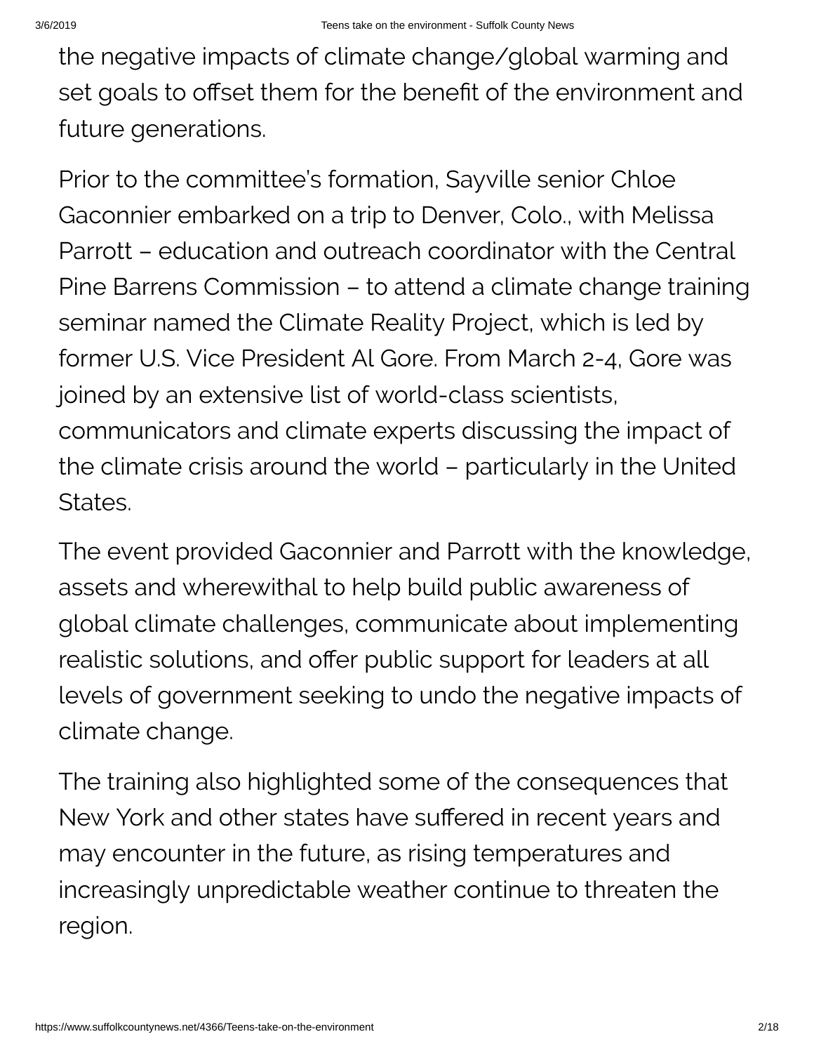the negative impacts of climate change/global warming and set goals to offset them for the benefit of the environment and future generations.

Prior to the committee's formation, Sayville senior Chloe Gaconnier embarked on a trip to Denver, Colo., with Melissa Parrott – education and outreach coordinator with the Central Pine Barrens Commission – to attend a climate change training seminar named the Climate Reality Project, which is led by former U.S. Vice President Al Gore. From March 2-4, Gore was joined by an extensive list of world-class scientists, communicators and climate experts discussing the impact of the climate crisis around the world – particularly in the United States.

The event provided Gaconnier and Parrott with the knowledge, assets and wherewithal to help build public awareness of global climate challenges, communicate about implementing realistic solutions, and offer public support for leaders at all levels of government seeking to undo the negative impacts of climate change.

The training also highlighted some of the consequences that New York and other states have suffered in recent years and may encounter in the future, as rising temperatures and increasingly unpredictable weather continue to threaten the region.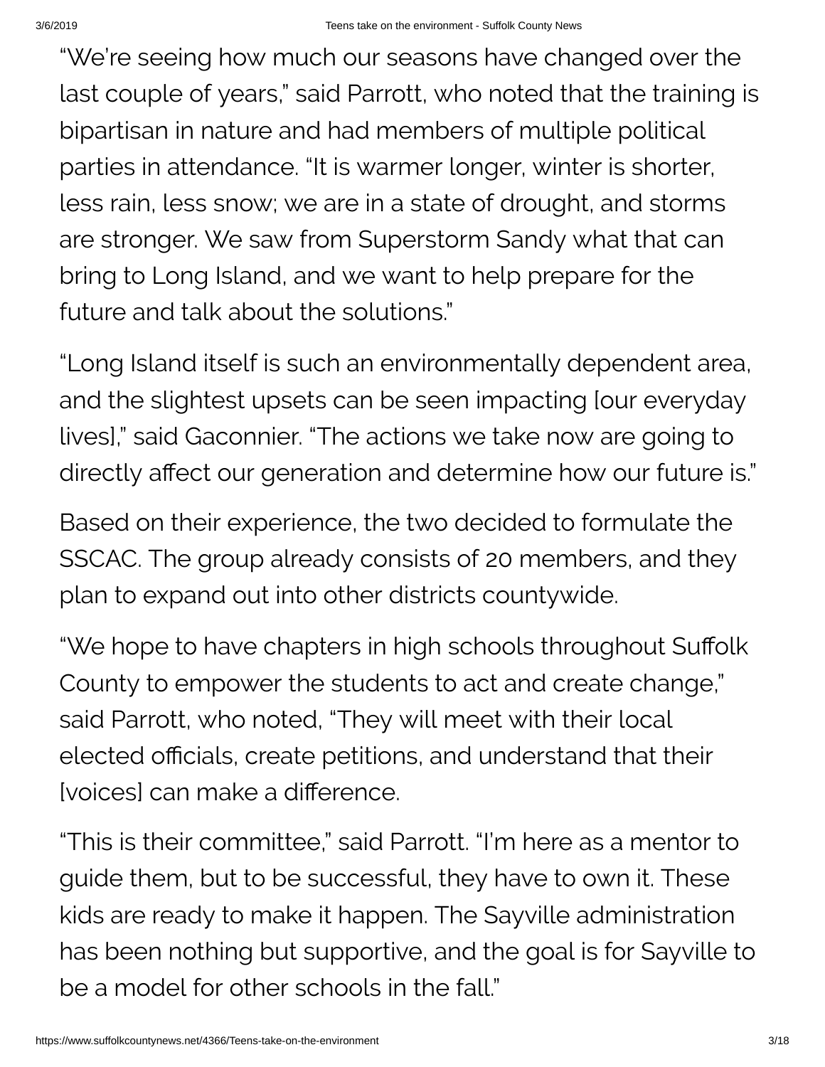"We're seeing how much our seasons have changed over the last couple of years," said Parrott, who noted that the training is bipartisan in nature and had members of multiple political parties in attendance. "It is warmer longer, winter is shorter, less rain, less snow; we are in a state of drought, and storms are stronger. We saw from Superstorm Sandy what that can bring to Long Island, and we want to help prepare for the future and talk about the solutions."

"Long Island itself is such an environmentally dependent area, and the slightest upsets can be seen impacting [our everyday lives]," said Gaconnier. "The actions we take now are going to directly affect our generation and determine how our future is."

Based on their experience, the two decided to formulate the SSCAC. The group already consists of 20 members, and they plan to expand out into other districts countywide.

"We hope to have chapters in high schools throughout Suffolk County to empower the students to act and create change," said Parrott, who noted, "They will meet with their local elected officials, create petitions, and understand that their [voices] can make a difference.

"This is their committee," said Parrott. "I'm here as a mentor to guide them, but to be successful, they have to own it. These kids are ready to make it happen. The Sayville administration has been nothing but supportive, and the goal is for Sayville to be a model for other schools in the fall."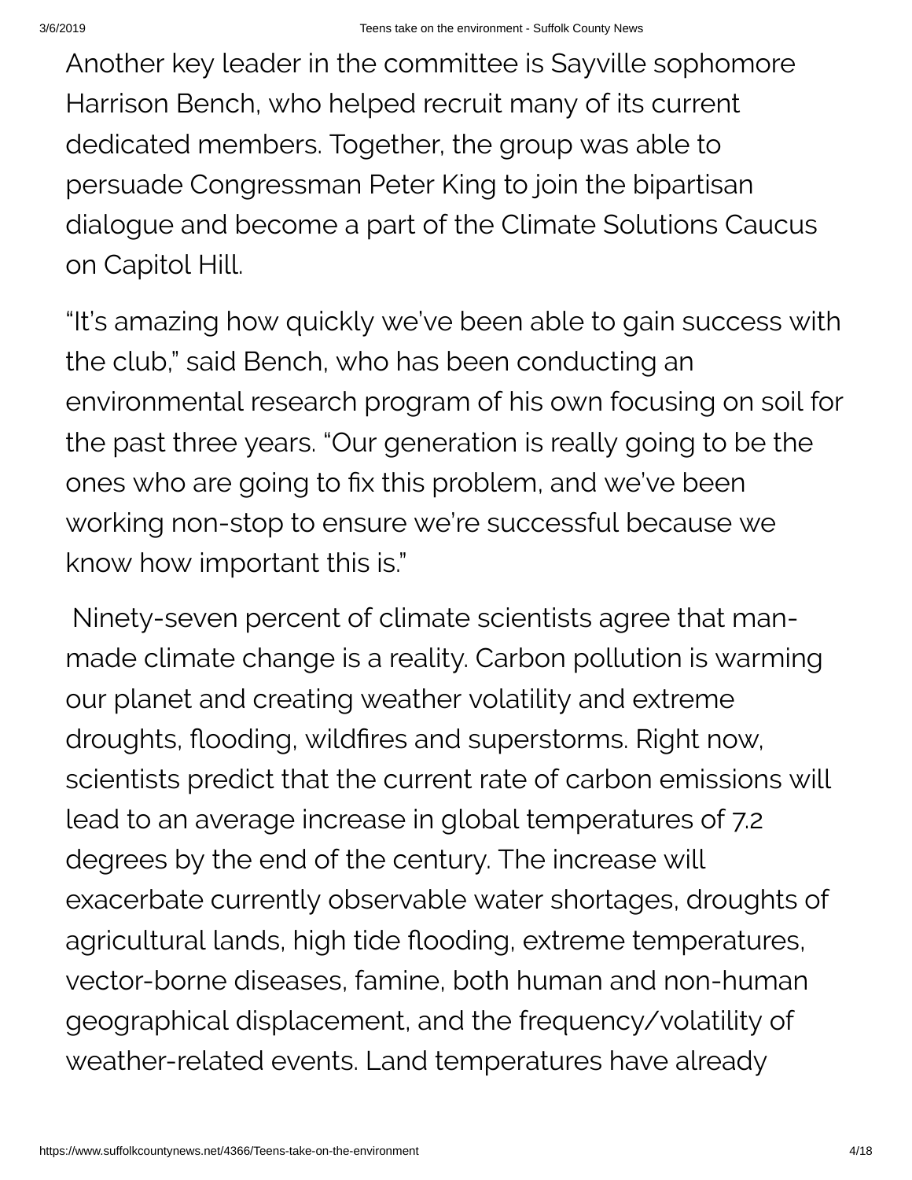Another key leader in the committee is Sayville sophomore Harrison Bench, who helped recruit many of its current dedicated members. Together, the group was able to persuade Congressman Peter King to join the bipartisan dialogue and become a part of the Climate Solutions Caucus on Capitol Hill.

"It's amazing how quickly we've been able to gain success with the club," said Bench, who has been conducting an environmental research program of his own focusing on soil for the past three years. "Our generation is really going to be the ones who are going to fix this problem, and we've been working non-stop to ensure we're successful because we know how important this is."

Ninety-seven percent of climate scientists agree that man-made climate change is a reality. Carbon pollution is warming our planet and creating weather volatility and extreme droughts, flooding, wildfires and superstorms. Right now, scientists predict that the current rate of carbon emissions will lead to an average increase in global temperatures of 7.2 degrees by the end of the century. The increase will exacerbate currently observable water shortages, droughts of agricultural lands, high tide flooding, extreme temperatures, vector-borne diseases, famine, both human and non-human geographical displacement, and the frequency/volatility of weather-related events. Land temperatures have already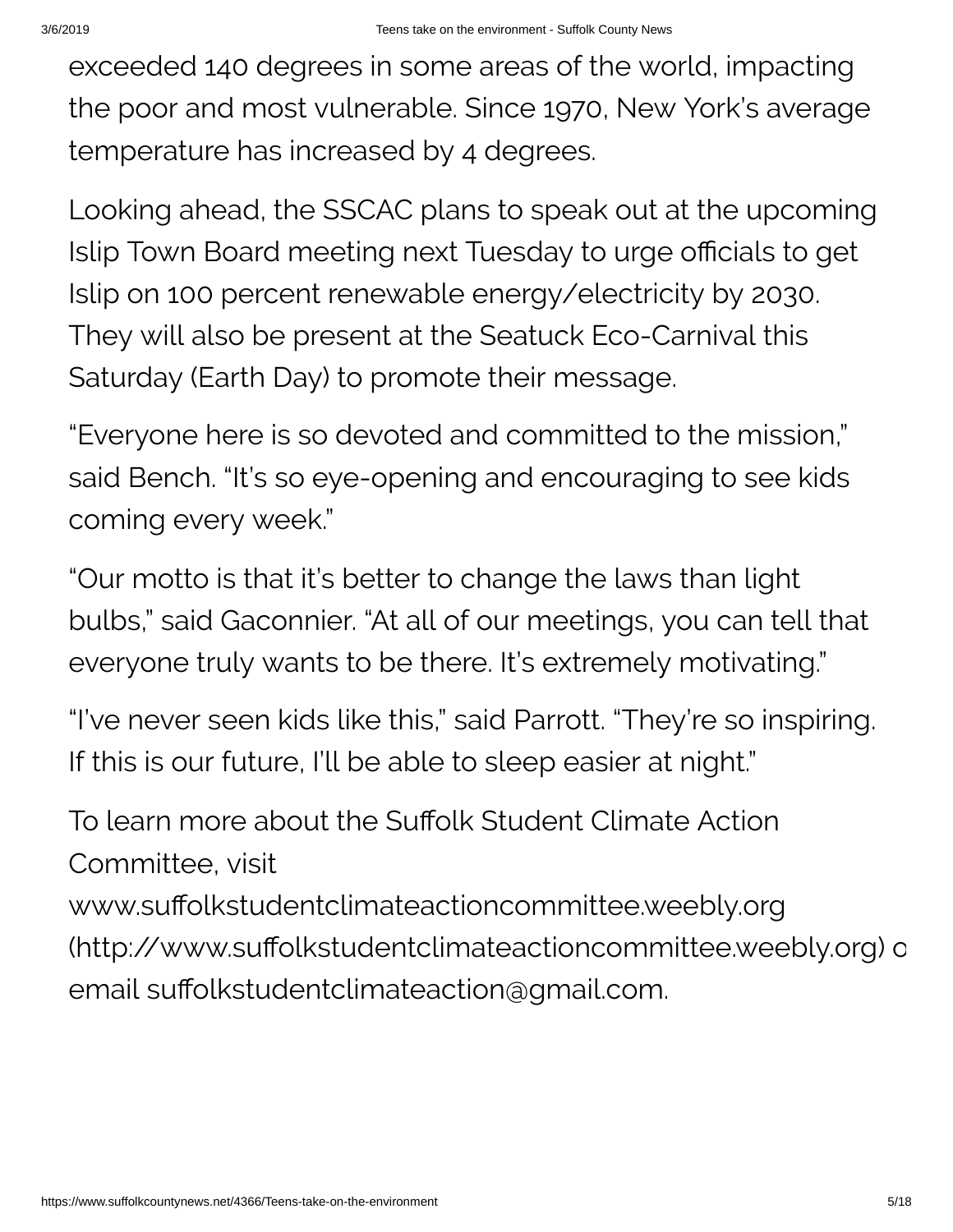exceeded 140 degrees in some areas of the world, impacting the poor and most vulnerable. Since 1970, New York's average temperature has increased by 4 degrees.

Looking ahead, the SSCAC plans to speak out at the upcoming Islip Town Board meeting next Tuesday to urge officials to get Islip on 100 percent renewable energy/electricity by 2030. They will also be present at the Seatuck Eco-Carnival this Saturday (Earth Day) to promote their message.

"Everyone here is so devoted and committed to the mission," said Bench. "It's so eye-opening and encouraging to see kids coming every week."

"Our motto is that it's better to change the laws than light bulbs," said Gaconnier. "At all of our meetings, you can tell that everyone truly wants to be there. It's extremely motivating."

"I've never seen kids like this," said Parrott. "They're so inspiring. If this is our future, I'll be able to sleep easier at night."

To learn more about the Suffolk Student Climate Action Committee, visit www.suffolkstudentclimateactioncommittee.weebly.org (http://www.suffolkstudentclimateactioncommittee.weebly.org) o email suffolkstudentclimateaction@gmail.com.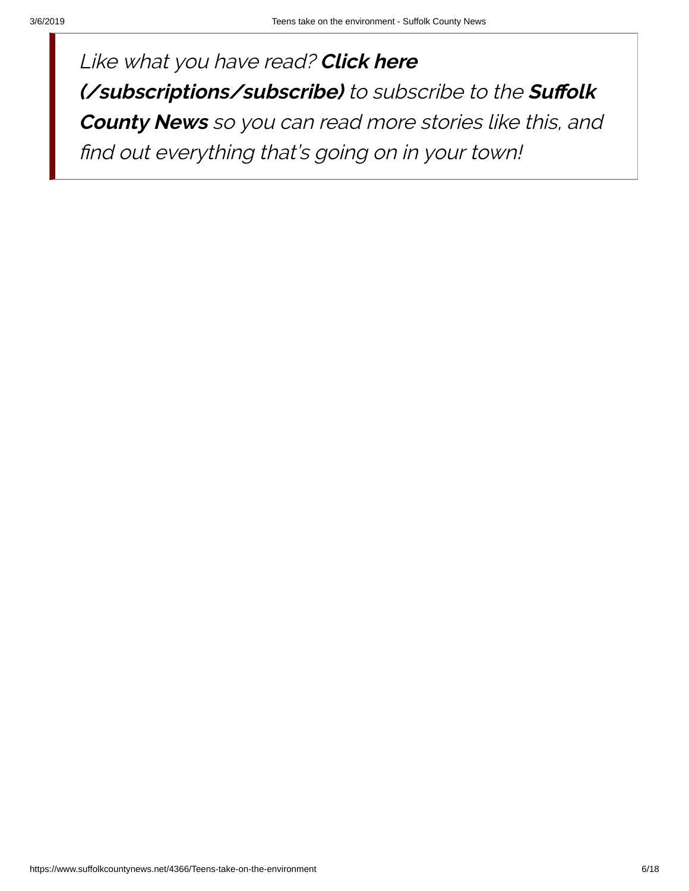*Like what you have read?* ***Click here (/subscriptions/subscribe)*** *to subscribe to the* ***Suffolk County News*** *so you can read more stories like this, and find out everything that's going on in your town!*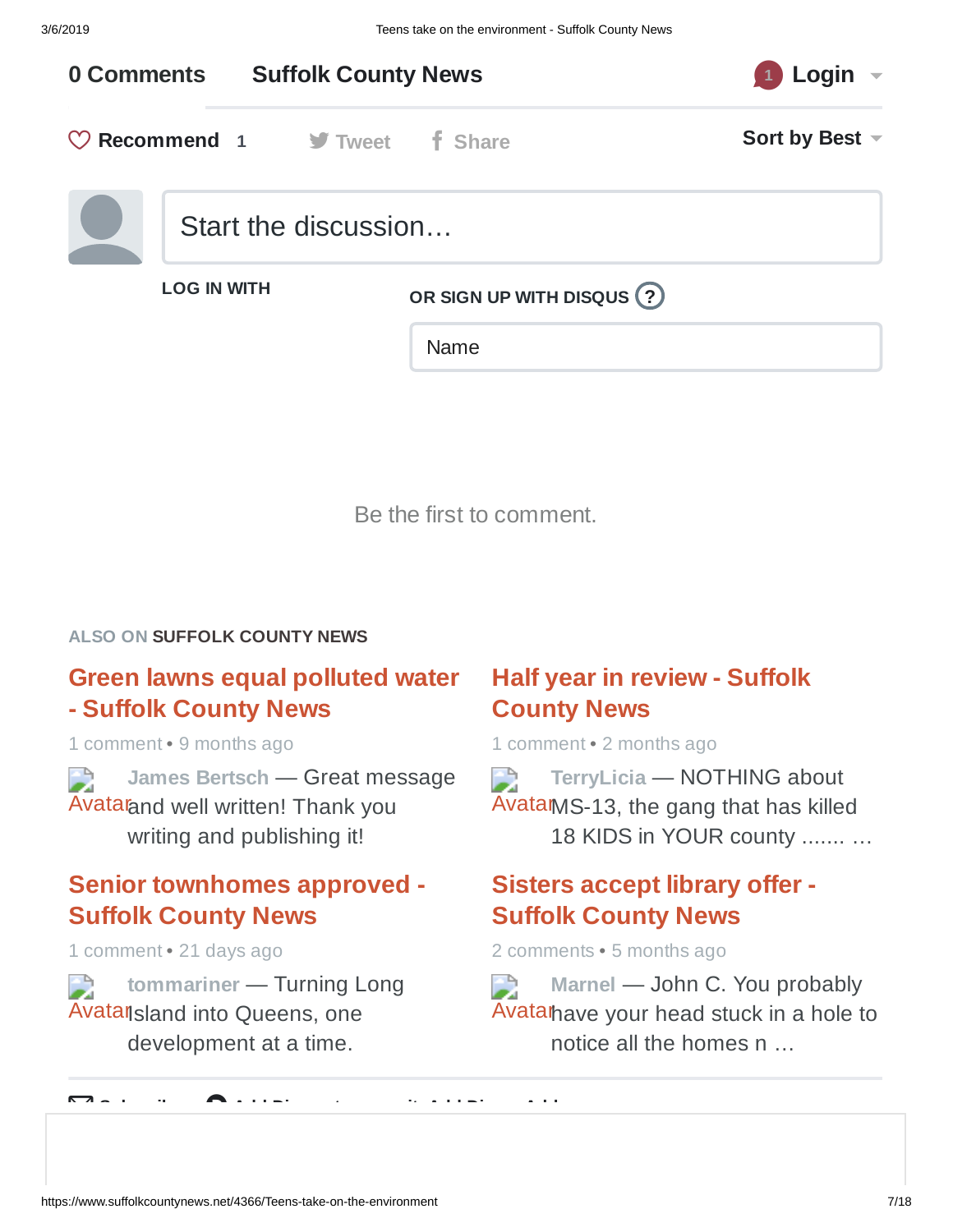0 Comments **Suffolk County News**

1 Login

Recommend 1 Tweet Share

Sort by Best

Start the discussion…

LOG IN WITH

OR SIGN UP WITH DISQUS ?

Name

Be the first to comment.

ALSO ON **SUFFOLK COUNTY NEWS**

**Green lawns equal polluted water - Suffolk County News**

1 comment • 9 months ago

Avatar James Bertsch — Great message and well written! Thank you writing and publishing it!

**Half year in review - Suffolk County News**

1 comment • 2 months ago

Avatar TerryLicia — NOTHING about MS-13, the gang that has killed 18 KIDS in YOUR county ....... …

**Senior townhomes approved - Suffolk County News**

1 comment • 21 days ago

Avatar tommariner — Turning Long Island into Queens, one development at a time.

**Sisters accept library offer - Suffolk County News**

2 comments • 5 months ago

Avatar Marnel — John C. You probably have your head stuck in a hole to notice all the homes n …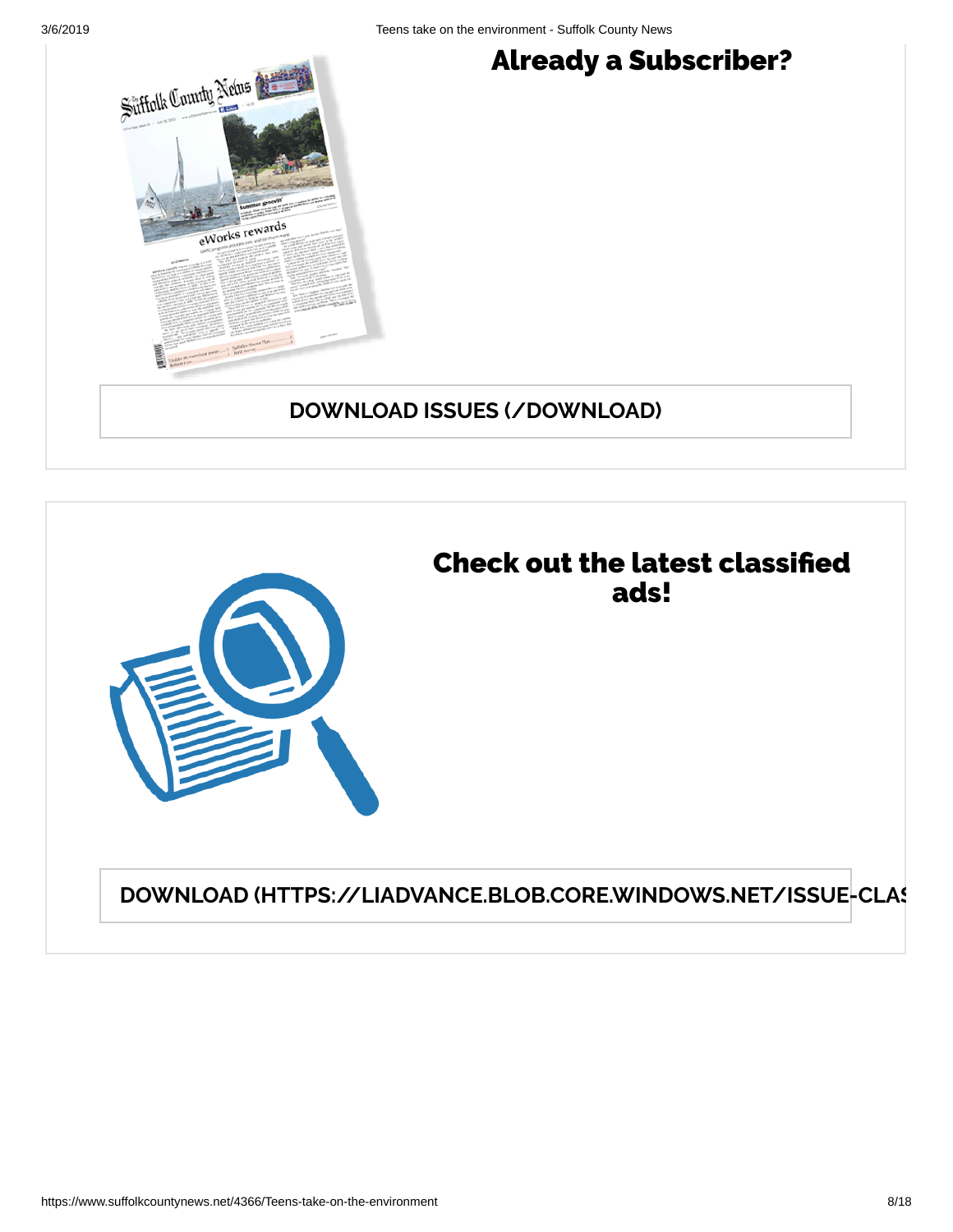## Already a Subscriber?

DOWNLOAD ISSUES (/DOWNLOAD)

## Check out the latest classified ads!

DOWNLOAD (HTTPS://LIADVANCE.BLOB.CORE.WINDOWS.NET/ISSUE-CLAS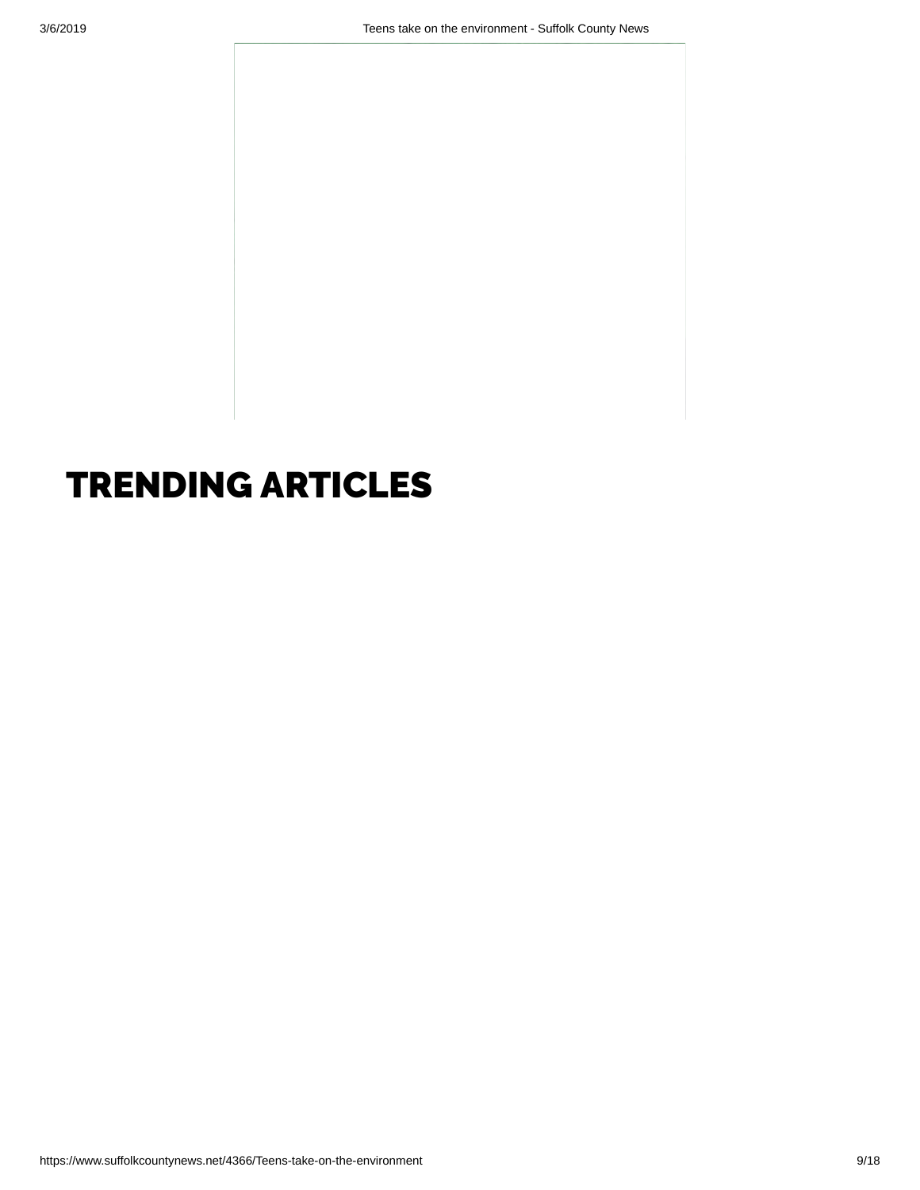# TRENDING ARTICLES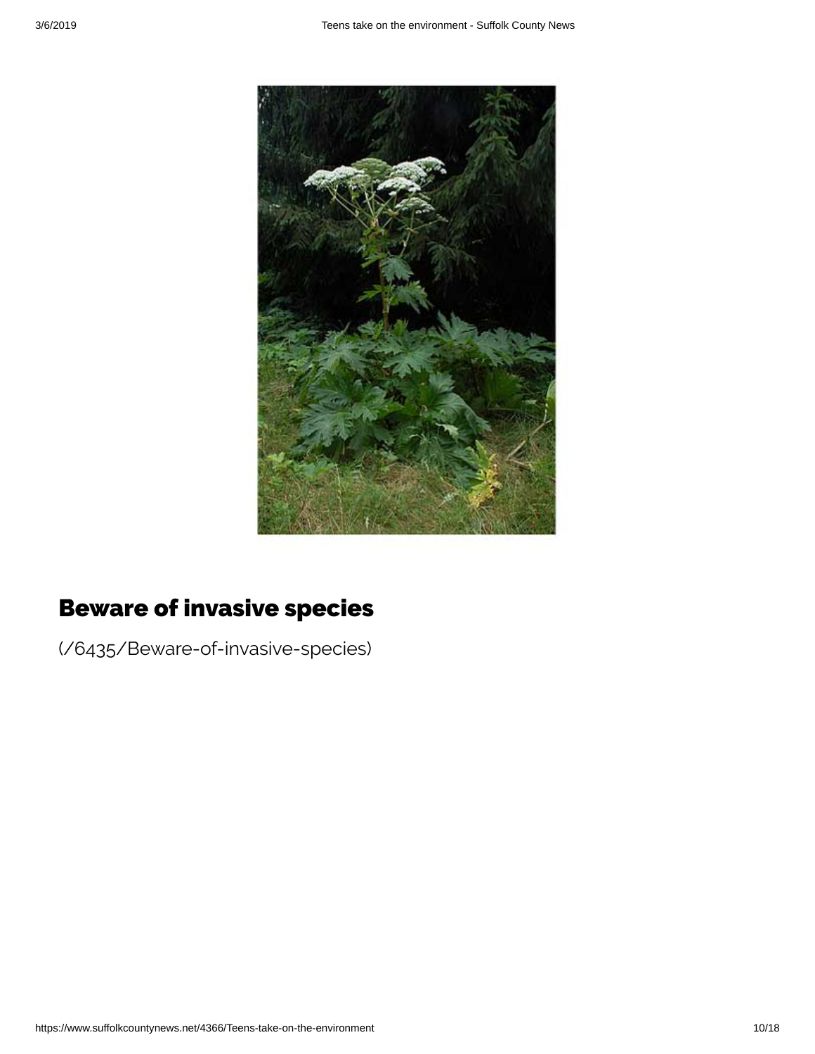## Beware of invasive species

(/6435/Beware-of-invasive-species)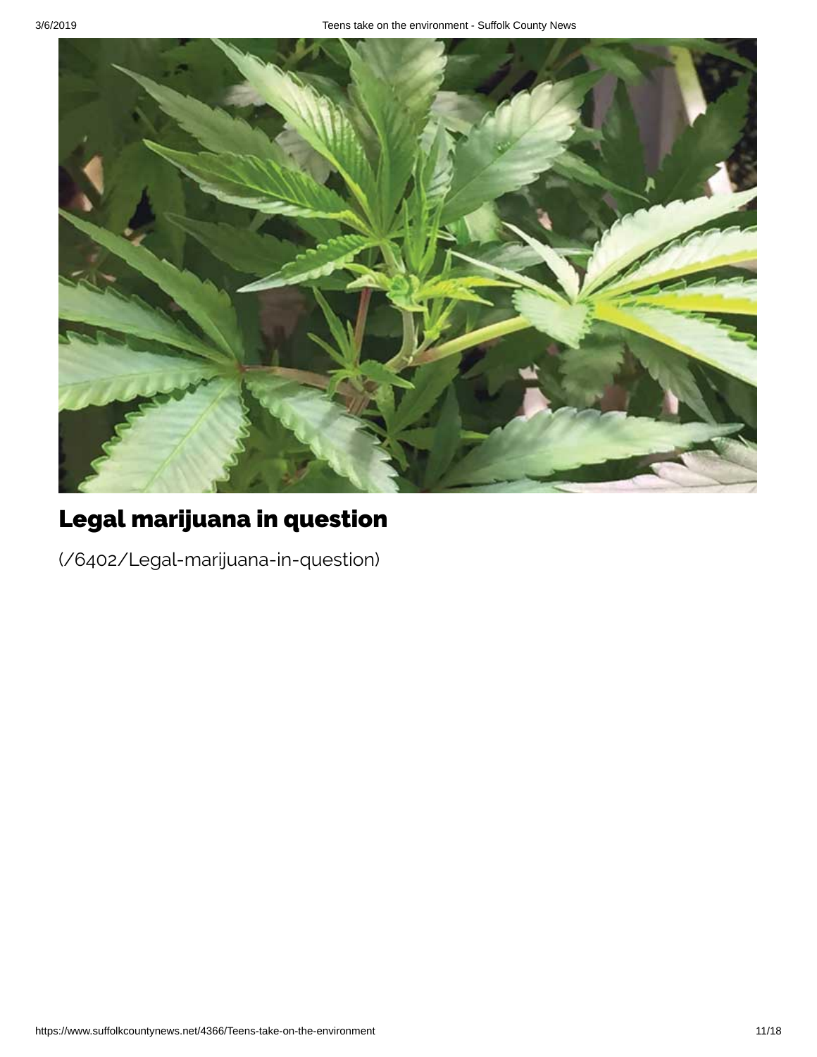## Legal marijuana in question

(/6402/Legal-marijuana-in-question)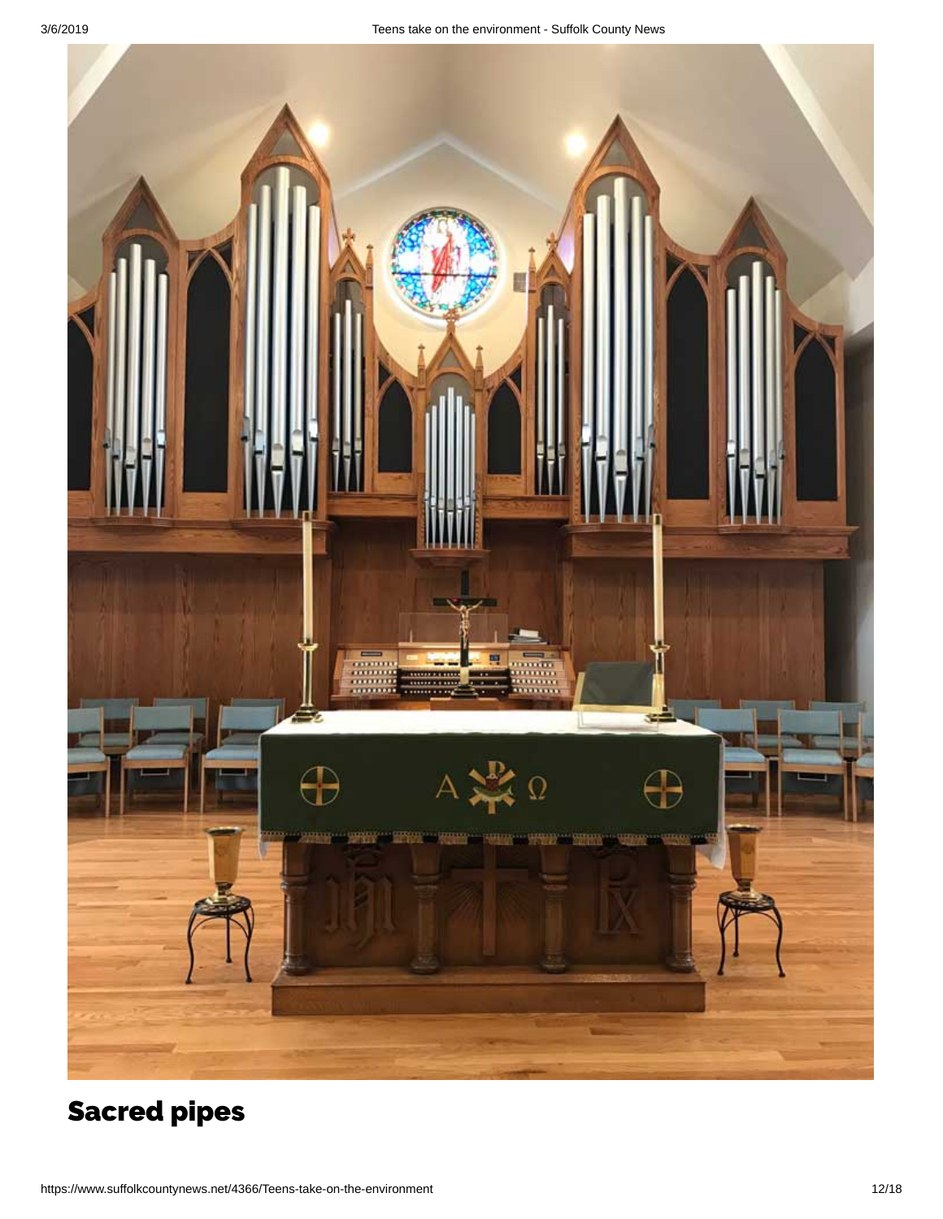## Sacred pipes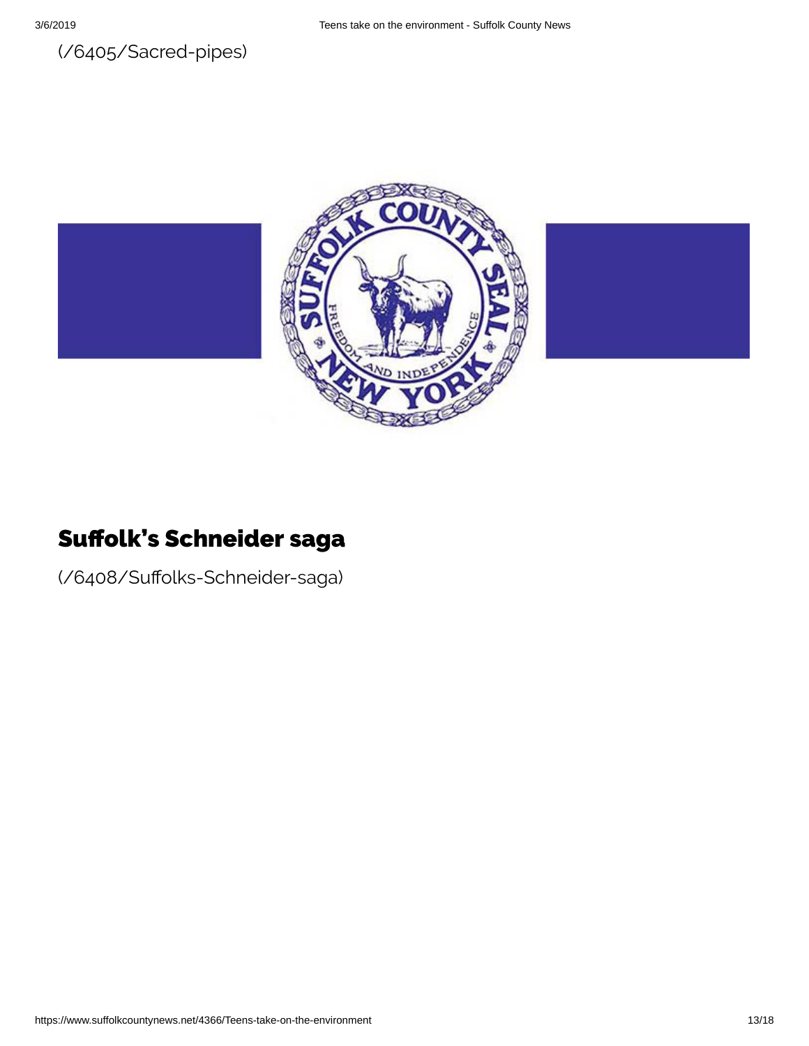(/6405/Sacred-pipes)

## Suffolk's Schneider saga

(/6408/Suffolks-Schneider-saga)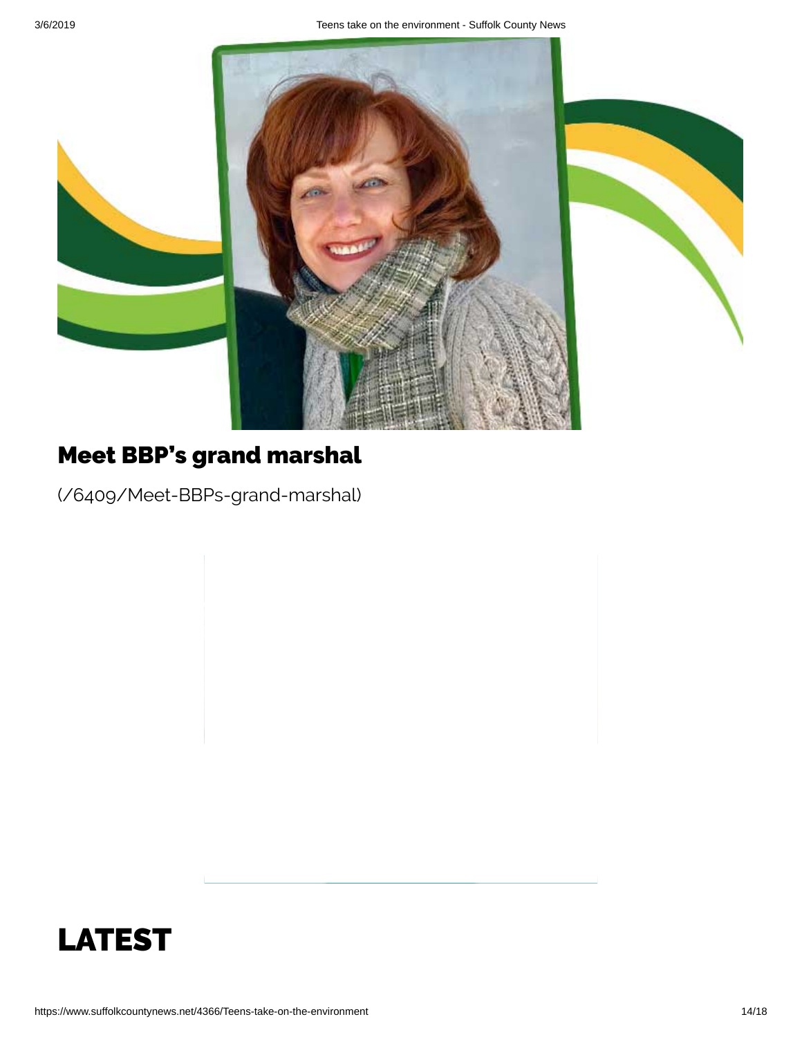## Meet BBP's grand marshal

(/6409/Meet-BBPs-grand-marshal)

# LATEST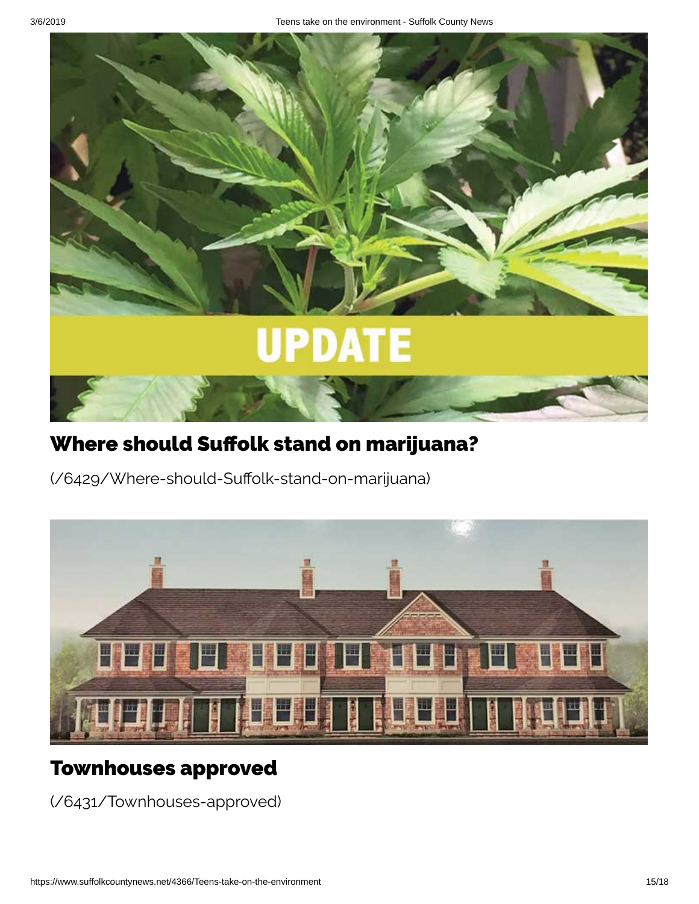UPDATE

## Where should Suffolk stand on marijuana?

(/6429/Where-should-Suffolk-stand-on-marijuana)

## Townhouses approved

(/6431/Townhouses-approved)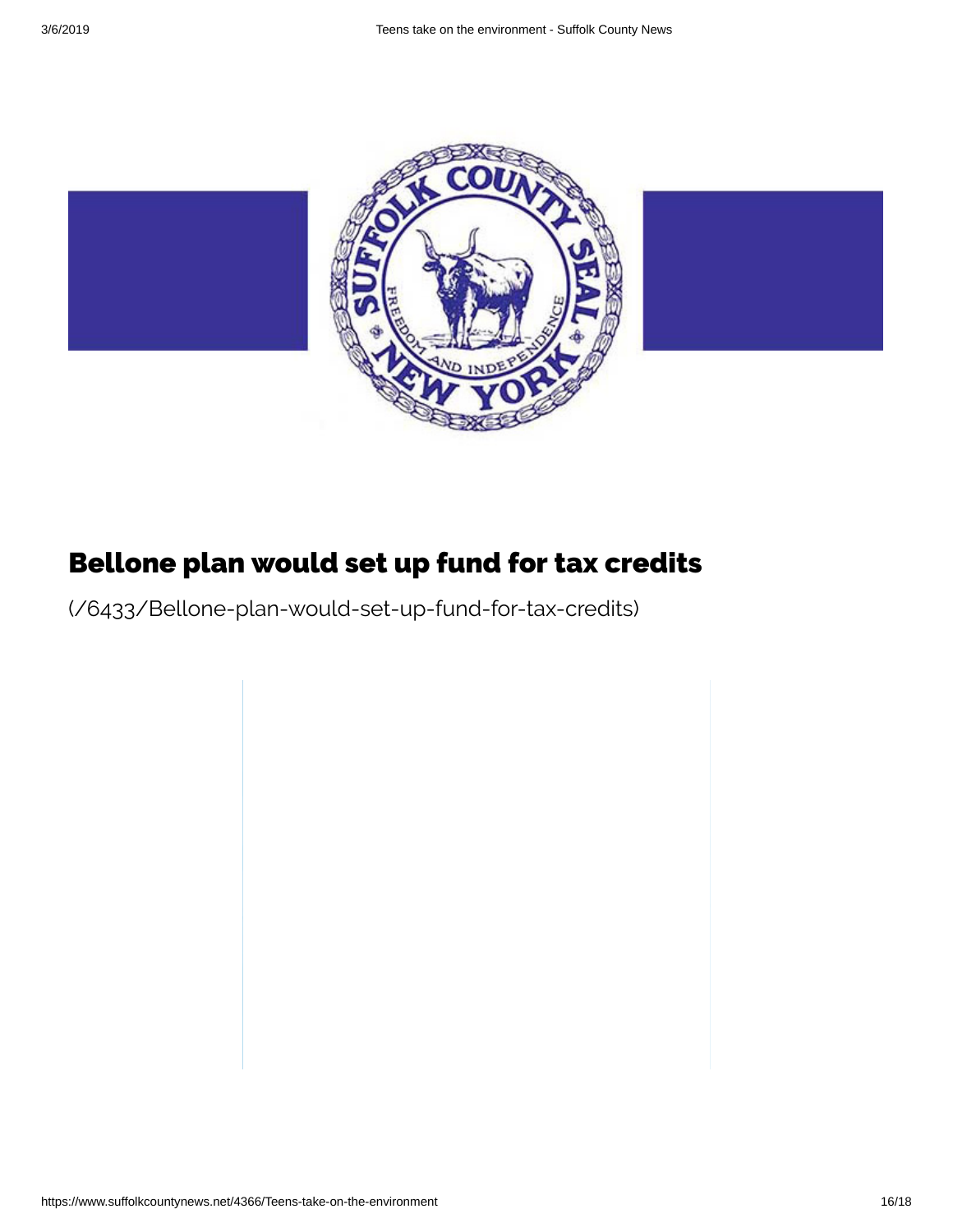## Bellone plan would set up fund for tax credits

(/6433/Bellone-plan-would-set-up-fund-for-tax-credits)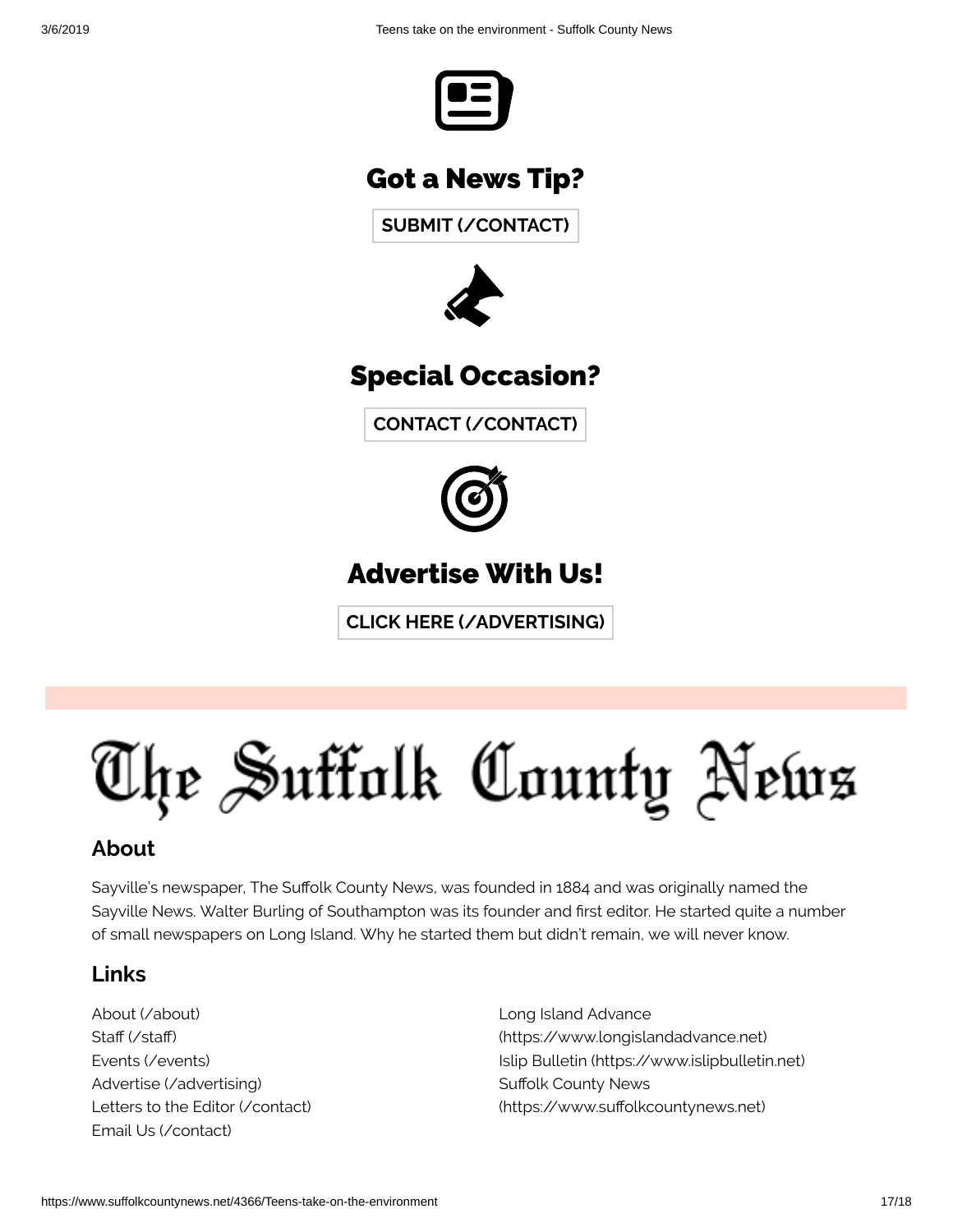## Got a News Tip?

SUBMIT (/CONTACT)

## Special Occasion?

CONTACT (/CONTACT)

## Advertise With Us!

CLICK HERE (/ADVERTISING)

# The Suffolk County News

### About

Sayville's newspaper, The Suffolk County News, was founded in 1884 and was originally named the Sayville News. Walter Burling of Southampton was its founder and first editor. He started quite a number of small newspapers on Long Island. Why he started them but didn't remain, we will never know.

### Links

About (/about)
Staff (/staff)
Events (/events)
Advertise (/advertising)
Letters to the Editor (/contact)
Email Us (/contact)

Long Island Advance (https://www.longislandadvance.net)
Islip Bulletin (https://www.islipbulletin.net)
Suffolk County News (https://www.suffolkcountynews.net)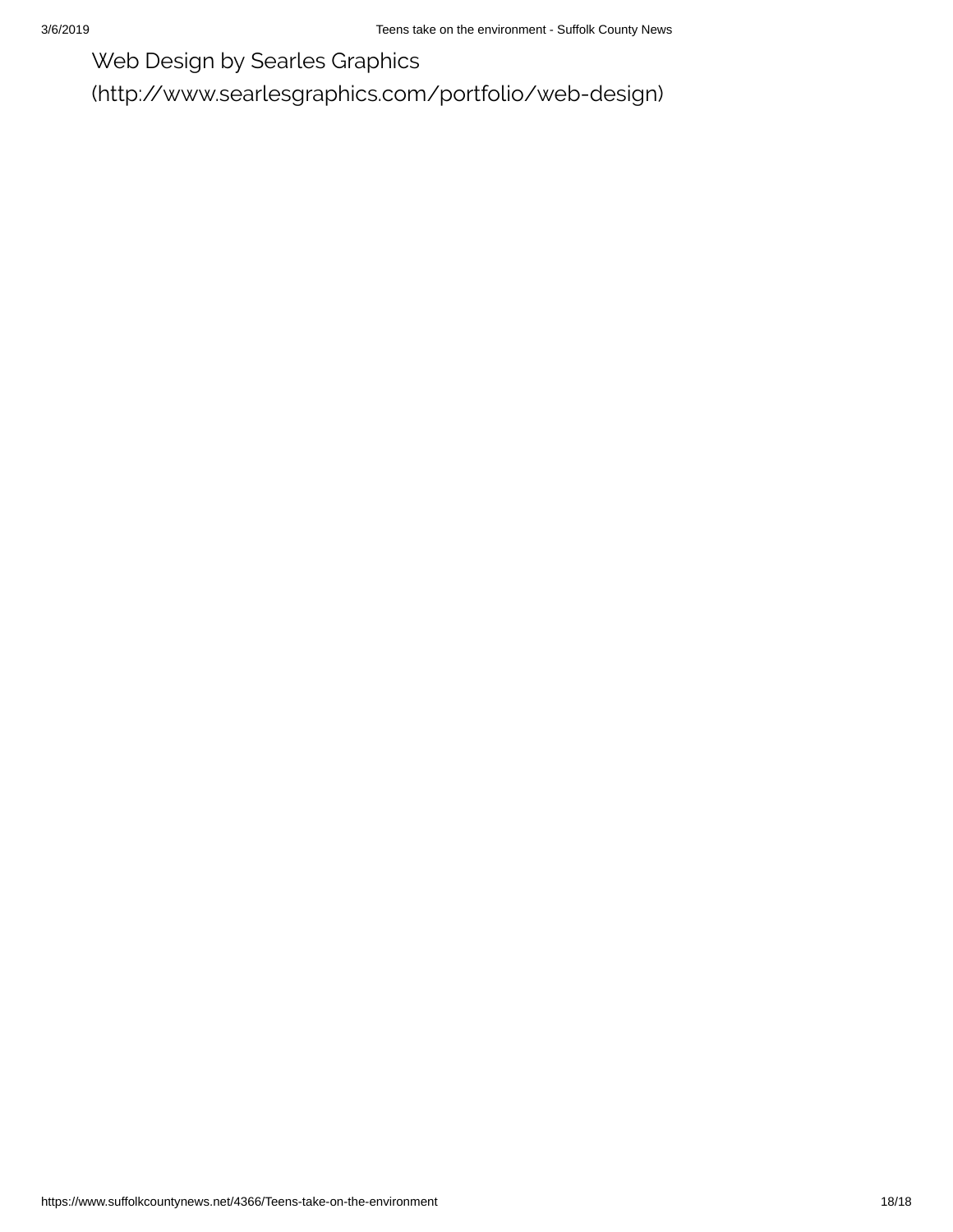Web Design by Searles Graphics (http://www.searlesgraphics.com/portfolio/web-design)